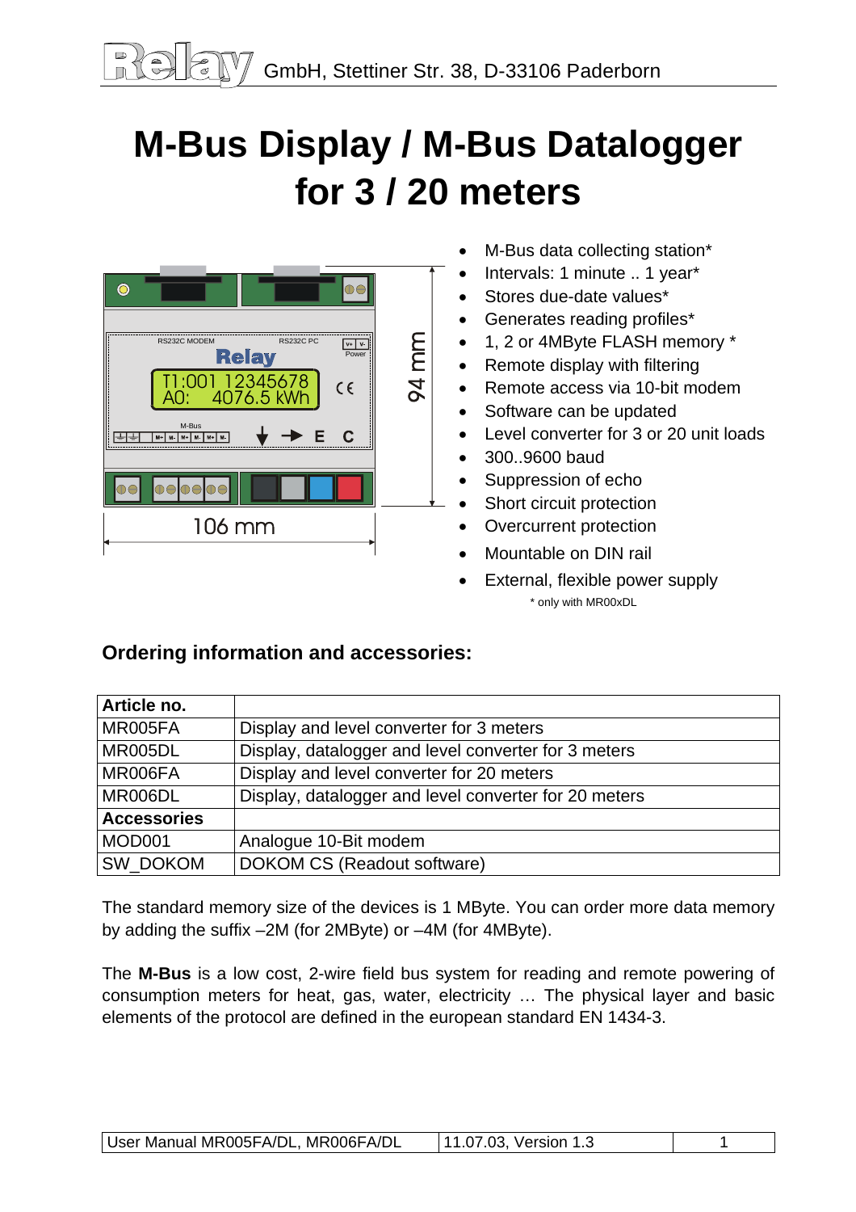Relay GmbH, Stettiner Str. 38, D-33106 Paderborn

# M-Bus Display / M-Bus Datalogger for 3 / 20 meters

- M-Bus data collecting station*
- Intervals: 1 minute .. 1 year*
- Stores due-date values*
- Generates reading profiles*
- 1, 2 or 4MByte FLASH memory *
- Remote display with filtering
- Remote access via 10-bit modem
- Software can be updated
- Level converter for 3 or 20 unit loads
- 300..9600 baud
- Suppression of echo
- Short circuit protection
- Overcurrent protection
- Mountable on DIN rail
- External, flexible power supply

\* only with MR00xDL

## Ordering information and accessories:

| **Article no.** | |
|---|---|
| MR005FA | Display and level converter for 3 meters |
| MR005DL | Display, datalogger and level converter for 3 meters |
| MR006FA | Display and level converter for 20 meters |
| MR006DL | Display, datalogger and level converter for 20 meters |
| **Accessories** | |
| MOD001 | Analogue 10-Bit modem |
| SW_DOKOM | DOKOM CS (Readout software) |

The standard memory size of the devices is 1 MByte. You can order more data memory by adding the suffix –2M (for 2MByte) or –4M (for 4MByte).

The **M-Bus** is a low cost, 2-wire field bus system for reading and remote powering of consumption meters for heat, gas, water, electricity … The physical layer and basic elements of the protocol are defined in the european standard EN 1434-3.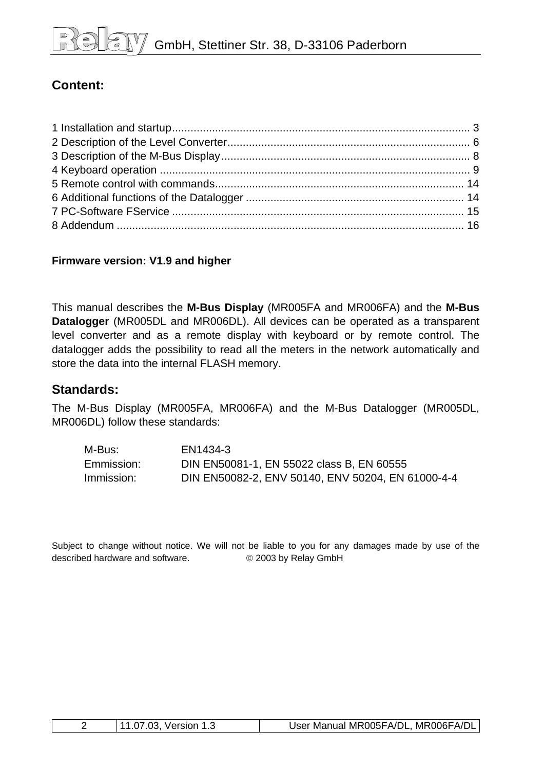## Content:

1 Installation and startup................................................................................................. 3
2 Description of the Level Converter.............................................................................. 6
3 Description of the M-Bus Display................................................................................ 8
4 Keyboard operation .................................................................................................... 9
5 Remote control with commands................................................................................ 14
6 Additional functions of the Datalogger ...................................................................... 14
7 PC-Software FService .............................................................................................. 15
8 Addendum ................................................................................................................ 16

**Firmware version: V1.9 and higher**

This manual describes the **M-Bus Display** (MR005FA and MR006FA) and the **M-Bus Datalogger** (MR005DL and MR006DL). All devices can be operated as a transparent level converter and as a remote display with keyboard or by remote control. The datalogger adds the possibility to read all the meters in the network automatically and store the data into the internal FLASH memory.

## Standards:

The M-Bus Display (MR005FA, MR006FA) and the M-Bus Datalogger (MR005DL, MR006DL) follow these standards:

| | |
|---|---|
| M-Bus: | EN1434-3 |
| Emmission: | DIN EN50081-1, EN 55022 class B, EN 60555 |
| Immission: | DIN EN50082-2, ENV 50140, ENV 50204, EN 61000-4-4 |

Subject to change without notice. We will not be liable to you for any damages made by use of the described hardware and software. © 2003 by Relay GmbH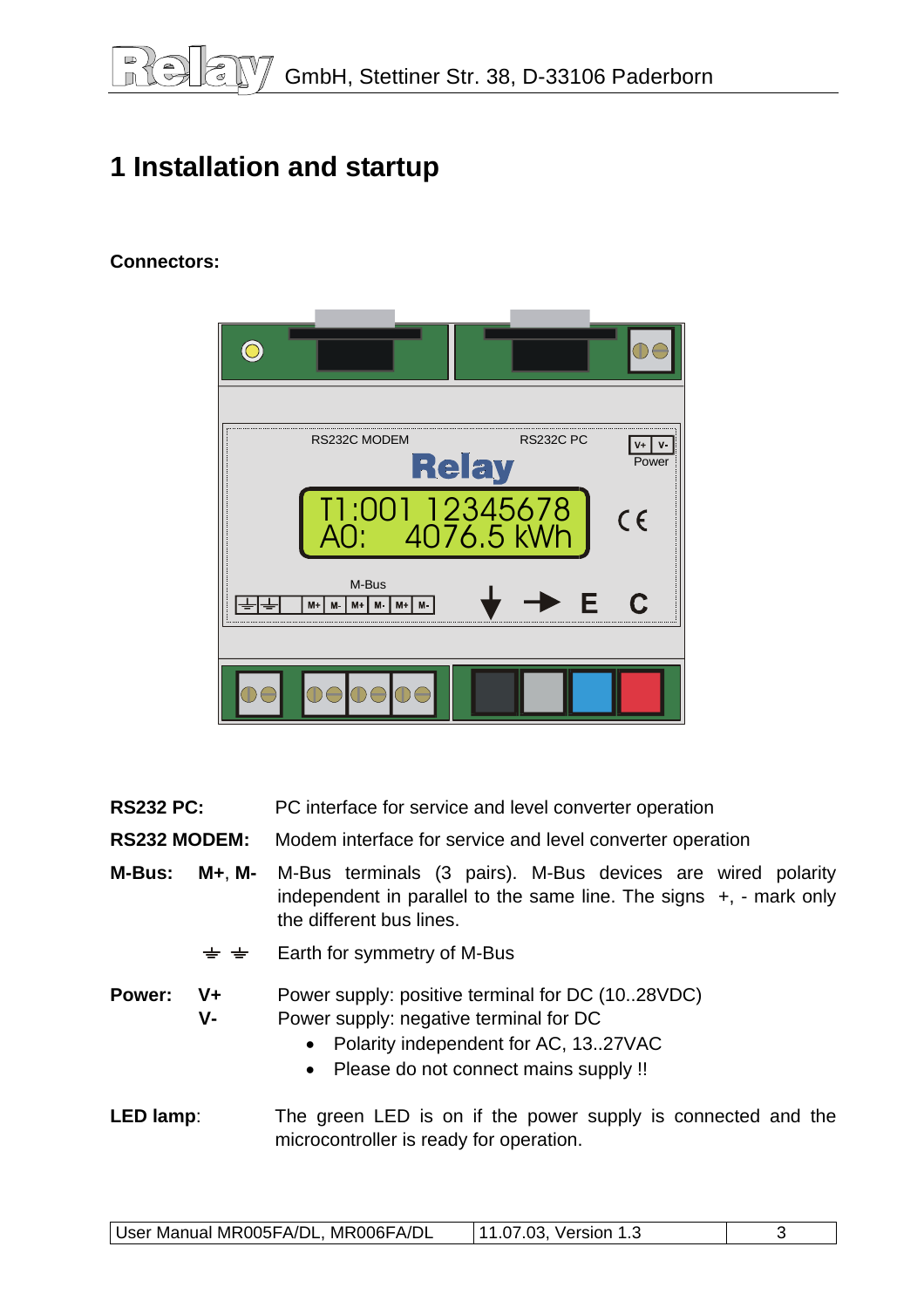# 1 Installation and startup

**Connectors:**

| | |
|---|---|
| **RS232 PC:** | PC interface for service and level converter operation |
| **RS232 MODEM:** | Modem interface for service and level converter operation |
| **M-Bus: M+, M-** | M-Bus terminals (3 pairs). M-Bus devices are wired polarity independent in parallel to the same line. The signs +, - mark only the different bus lines. |
| ⏚ ⏚ | Earth for symmetry of M-Bus |
| **Power: V+** | Power supply: positive terminal for DC (10..28VDC) |
| **V-** | Power supply: negative terminal for DC |

- Polarity independent for AC, 13..27VAC
- Please do not connect mains supply !!

**LED lamp**: The green LED is on if the power supply is connected and the microcontroller is ready for operation.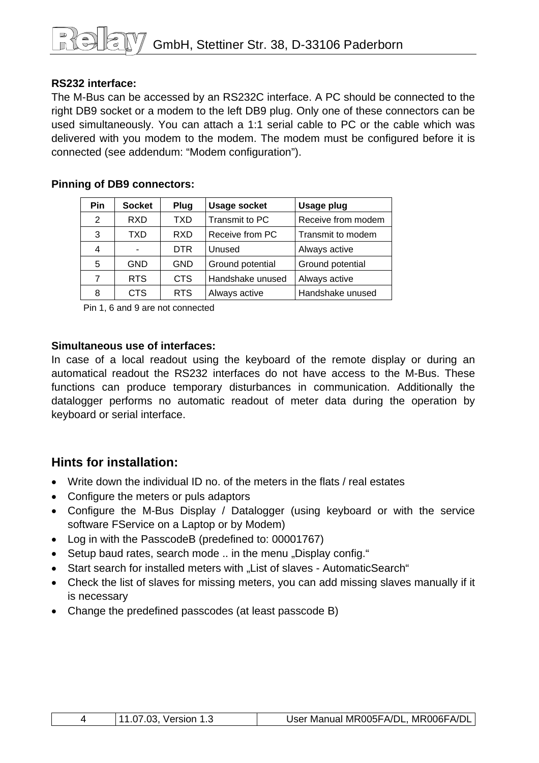**RS232 interface:**

The M-Bus can be accessed by an RS232C interface. A PC should be connected to the right DB9 socket or a modem to the left DB9 plug. Only one of these connectors can be used simultaneously. You can attach a 1:1 serial cable to PC or the cable which was delivered with you modem to the modem. The modem must be configured before it is connected (see addendum: "Modem configuration").

**Pinning of DB9 connectors:**

| Pin | Socket | Plug | Usage socket | Usage plug |
|---|---|---|---|---|
| 2 | RXD | TXD | Transmit to PC | Receive from modem |
| 3 | TXD | RXD | Receive from PC | Transmit to modem |
| 4 | - | DTR | Unused | Always active |
| 5 | GND | GND | Ground potential | Ground potential |
| 7 | RTS | CTS | Handshake unused | Always active |
| 8 | CTS | RTS | Always active | Handshake unused |

Pin 1, 6 and 9 are not connected

**Simultaneous use of interfaces:**

In case of a local readout using the keyboard of the remote display or during an automatical readout the RS232 interfaces do not have access to the M-Bus. These functions can produce temporary disturbances in communication. Additionally the datalogger performs no automatic readout of meter data during the operation by keyboard or serial interface.

## Hints for installation:

- Write down the individual ID no. of the meters in the flats / real estates
- Configure the meters or puls adaptors
- Configure the M-Bus Display / Datalogger (using keyboard or with the service software FService on a Laptop or by Modem)
- Log in with the PasscodeB (predefined to: 00001767)
- Setup baud rates, search mode .. in the menu „Display config."
- Start search for installed meters with „List of slaves - AutomaticSearch"
- Check the list of slaves for missing meters, you can add missing slaves manually if it is necessary
- Change the predefined passcodes (at least passcode B)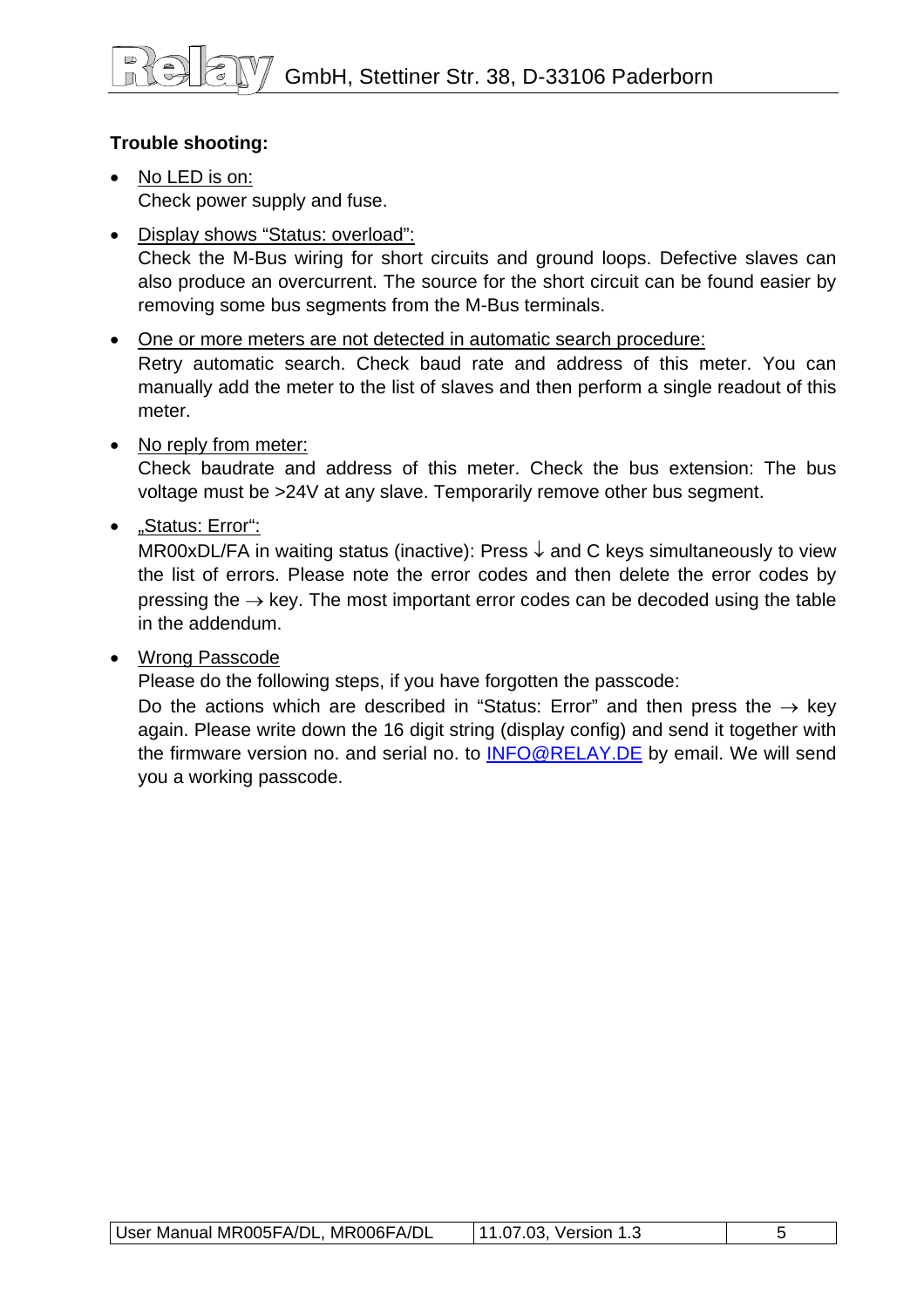**Trouble shooting:**

- No LED is on:
  Check power supply and fuse.

- Display shows “Status: overload”:
  Check the M-Bus wiring for short circuits and ground loops. Defective slaves can also produce an overcurrent. The source for the short circuit can be found easier by removing some bus segments from the M-Bus terminals.

- One or more meters are not detected in automatic search procedure:
  Retry automatic search. Check baud rate and address of this meter. You can manually add the meter to the list of slaves and then perform a single readout of this meter.

- No reply from meter:
  Check baudrate and address of this meter. Check the bus extension: The bus voltage must be >24V at any slave. Temporarily remove other bus segment.

- „Status: Error“:
  MR00xDL/FA in waiting status (inactive): Press ↓ and C keys simultaneously to view the list of errors. Please note the error codes and then delete the error codes by pressing the → key. The most important error codes can be decoded using the table in the addendum.

- Wrong Passcode
  Please do the following steps, if you have forgotten the passcode:
  Do the actions which are described in “Status: Error” and then press the → key again. Please write down the 16 digit string (display config) and send it together with the firmware version no. and serial no. to INFO@RELAY.DE by email. We will send you a working passcode.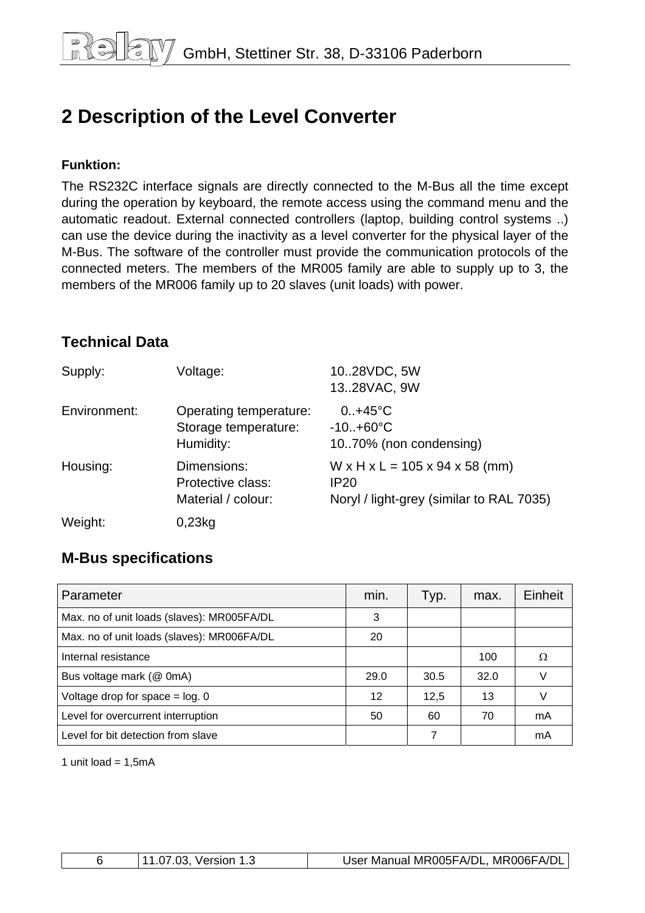# 2 Description of the Level Converter

**Funktion:**

The RS232C interface signals are directly connected to the M-Bus all the time except during the operation by keyboard, the remote access using the command menu and the automatic readout. External connected controllers (laptop, building control systems ..) can use the device during the inactivity as a level converter for the physical layer of the M-Bus. The software of the controller must provide the communication protocols of the connected meters. The members of the MR005 family are able to supply up to 3, the members of the MR006 family up to 20 slaves (unit loads) with power.

## Technical Data

| | | |
|---|---|---|
| Supply: | Voltage: | 10..28VDC, 5W<br>13..28VAC, 9W |
| Environment: | Operating temperature:<br>Storage temperature:<br>Humidity: | 0..+45°C<br>-10..+60°C<br>10..70% (non condensing) |
| Housing: | Dimensions:<br>Protective class:<br>Material / colour: | W x H x L = 105 x 94 x 58 (mm)<br>IP20<br>Noryl / light-grey (similar to RAL 7035) |
| Weight: | 0,23kg | |

## M-Bus specifications

| Parameter | min. | Typ. | max. | Einheit |
|---|---|---|---|---|
| Max. no of unit loads (slaves): MR005FA/DL | 3 | | | |
| Max. no of unit loads (slaves): MR006FA/DL | 20 | | | |
| Internal resistance | | | 100 | Ω |
| Bus voltage mark (@ 0mA) | 29.0 | 30.5 | 32.0 | V |
| Voltage drop for space = log. 0 | 12 | 12,5 | 13 | V |
| Level for overcurrent interruption | 50 | 60 | 70 | mA |
| Level for bit detection from slave | | 7 | | mA |

1 unit load = 1,5mA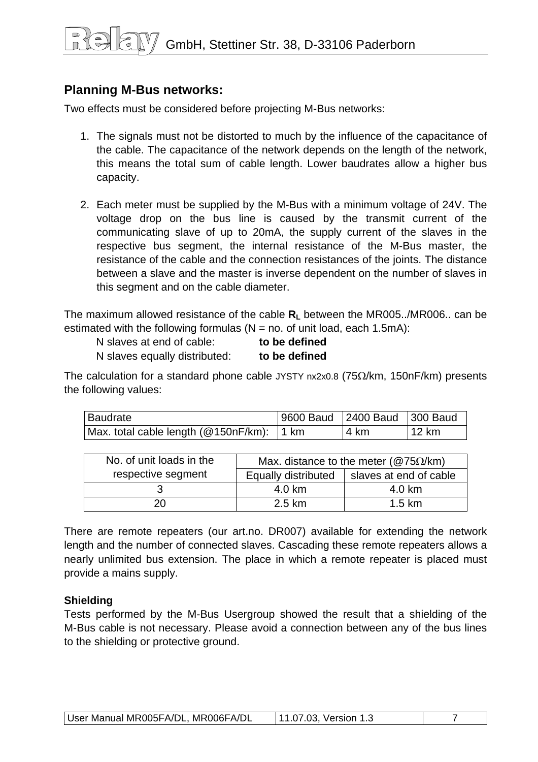## Planning M-Bus networks:

Two effects must be considered before projecting M-Bus networks:

1. The signals must not be distorted to much by the influence of the capacitance of the cable. The capacitance of the network depends on the length of the network, this means the total sum of cable length. Lower baudrates allow a higher bus capacity.

2. Each meter must be supplied by the M-Bus with a minimum voltage of 24V. The voltage drop on the bus line is caused by the transmit current of the communicating slave of up to 20mA, the supply current of the slaves in the respective bus segment, the internal resistance of the M-Bus master, the resistance of the cable and the connection resistances of the joints. The distance between a slave and the master is inverse dependent on the number of slaves in this segment and on the cable diameter.

The maximum allowed resistance of the cable $\mathbf{R_L}$ between the MR005../MR006.. can be estimated with the following formulas (N = no. of unit load, each 1.5mA):

N slaves at end of cable: **to be defined**
N slaves equally distributed: **to be defined**

The calculation for a standard phone cable JYSTY nx2x0.8 (75Ω/km, 150nF/km) presents the following values:

| Baudrate | 9600 Baud | 2400 Baud | 300 Baud |
|---|---|---|---|
| Max. total cable length (@150nF/km): | 1 km | 4 km | 12 km |

| No. of unit loads in the respective segment | Max. distance to the meter (@75Ω/km) | |
|---|---|---|
| | Equally distributed | slaves at end of cable |
| 3 | 4.0 km | 4.0 km |
| 20 | 2.5 km | 1.5 km |

There are remote repeaters (our art.no. DR007) available for extending the network length and the number of connected slaves. Cascading these remote repeaters allows a nearly unlimited bus extension. The place in which a remote repeater is placed must provide a mains supply.

**Shielding**

Tests performed by the M-Bus Usergroup showed the result that a shielding of the M-Bus cable is not necessary. Please avoid a connection between any of the bus lines to the shielding or protective ground.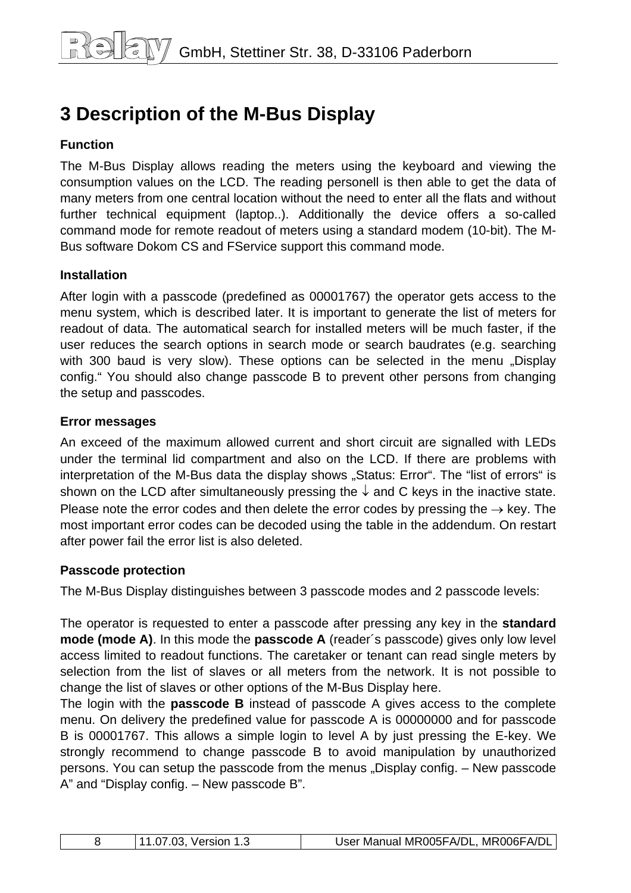# 3 Description of the M-Bus Display

**Function**

The M-Bus Display allows reading the meters using the keyboard and viewing the consumption values on the LCD. The reading personell is then able to get the data of many meters from one central location without the need to enter all the flats and without further technical equipment (laptop..). Additionally the device offers a so-called command mode for remote readout of meters using a standard modem (10-bit). The M-Bus software Dokom CS and FService support this command mode.

**Installation**

After login with a passcode (predefined as 00001767) the operator gets access to the menu system, which is described later. It is important to generate the list of meters for readout of data. The automatical search for installed meters will be much faster, if the user reduces the search options in search mode or search baudrates (e.g. searching with 300 baud is very slow). These options can be selected in the menu „Display config.“ You should also change passcode B to prevent other persons from changing the setup and passcodes.

**Error messages**

An exceed of the maximum allowed current and short circuit are signalled with LEDs under the terminal lid compartment and also on the LCD. If there are problems with interpretation of the M-Bus data the display shows „Status: Error“. The “list of errors“ is shown on the LCD after simultaneously pressing the ↓ and C keys in the inactive state. Please note the error codes and then delete the error codes by pressing the → key. The most important error codes can be decoded using the table in the addendum. On restart after power fail the error list is also deleted.

**Passcode protection**

The M-Bus Display distinguishes between 3 passcode modes and 2 passcode levels:

The operator is requested to enter a passcode after pressing any key in the **standard mode (mode A)**. In this mode the **passcode A** (reader´s passcode) gives only low level access limited to readout functions. The caretaker or tenant can read single meters by selection from the list of slaves or all meters from the network. It is not possible to change the list of slaves or other options of the M-Bus Display here.
The login with the **passcode B** instead of passcode A gives access to the complete menu. On delivery the predefined value for passcode A is 00000000 and for passcode B is 00001767. This allows a simple login to level A by just pressing the E-key. We strongly recommend to change passcode B to avoid manipulation by unauthorized persons. You can setup the passcode from the menus „Display config. – New passcode A” and “Display config. – New passcode B”.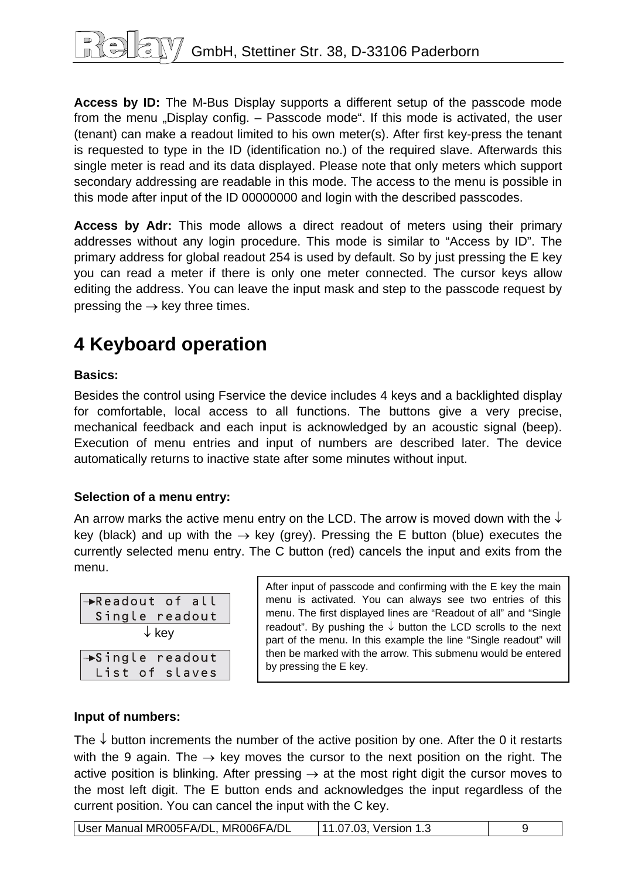**Access by ID:** The M-Bus Display supports a different setup of the passcode mode from the menu „Display config. – Passcode mode“. If this mode is activated, the user (tenant) can make a readout limited to his own meter(s). After first key-press the tenant is requested to type in the ID (identification no.) of the required slave. Afterwards this single meter is read and its data displayed. Please note that only meters which support secondary addressing are readable in this mode. The access to the menu is possible in this mode after input of the ID 00000000 and login with the described passcodes.

**Access by Adr:** This mode allows a direct readout of meters using their primary addresses without any login procedure. This mode is similar to “Access by ID”. The primary address for global readout 254 is used by default. So by just pressing the E key you can read a meter if there is only one meter connected. The cursor keys allow editing the address. You can leave the input mask and step to the passcode request by pressing the → key three times.

# 4 Keyboard operation

**Basics:**

Besides the control using Fservice the device includes 4 keys and a backlighted display for comfortable, local access to all functions. The buttons give a very precise, mechanical feedback and each input is acknowledged by an acoustic signal (beep). Execution of menu entries and input of numbers are described later. The device automatically returns to inactive state after some minutes without input.

**Selection of a menu entry:**

An arrow marks the active menu entry on the LCD. The arrow is moved down with the ↓ key (black) and up with the → key (grey). Pressing the E button (blue) executes the currently selected menu entry. The C button (red) cancels the input and exits from the menu.

```
→Readout of all
 Single readout
```

↓ key

```
→Single readout
 List of slaves
```

After input of passcode and confirming with the E key the main menu is activated. You can always see two entries of this menu. The first displayed lines are “Readout of all” and “Single readout”. By pushing the ↓ button the LCD scrolls to the next part of the menu. In this example the line “Single readout” will then be marked with the arrow. This submenu would be entered by pressing the E key.

**Input of numbers:**

The ↓ button increments the number of the active position by one. After the 0 it restarts with the 9 again. The → key moves the cursor to the next position on the right. The active position is blinking. After pressing → at the most right digit the cursor moves to the most left digit. The E button ends and acknowledges the input regardless of the current position. You can cancel the input with the C key.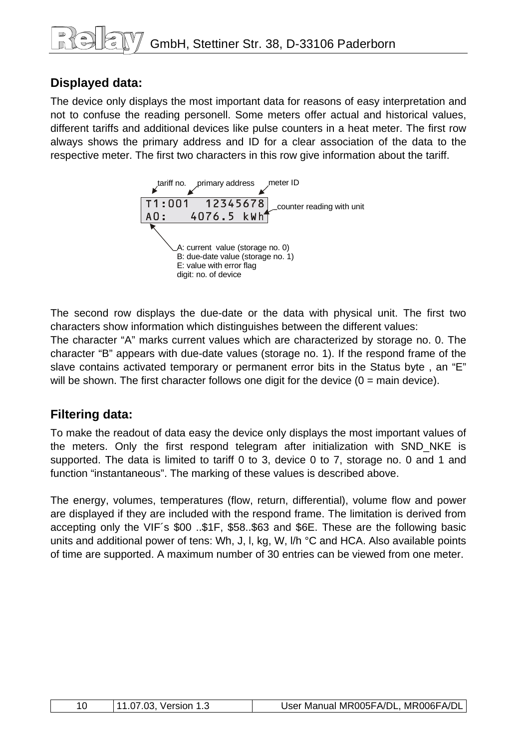## Displayed data:

The device only displays the most important data for reasons of easy interpretation and not to confuse the reading personell. Some meters offer actual and historical values, different tariffs and additional devices like pulse counters in a heat meter. The first row always shows the primary address and ID for a clear association of the data to the respective meter. The first two characters in this row give information about the tariff.

```
tariff no.   primary address   meter ID
T1:001   12345678
A0:    4076.5 kWh   counter reading with unit
```

A: current value (storage no. 0)
B: due-date value (storage no. 1)
E: value with error flag
digit: no. of device

The second row displays the due-date or the data with physical unit. The first two characters show information which distinguishes between the different values:
The character “A” marks current values which are characterized by storage no. 0. The character “B” appears with due-date values (storage no. 1). If the respond frame of the slave contains activated temporary or permanent error bits in the Status byte , an “E” will be shown. The first character follows one digit for the device (0 = main device).

## Filtering data:

To make the readout of data easy the device only displays the most important values of the meters. Only the first respond telegram after initialization with SND_NKE is supported. The data is limited to tariff 0 to 3, device 0 to 7, storage no. 0 and 1 and function “instantaneous”. The marking of these values is described above.

The energy, volumes, temperatures (flow, return, differential), volume flow and power are displayed if they are included with the respond frame. The limitation is derived from accepting only the VIF´s $00 ..$1F, $58..$63 and $6E. These are the following basic units and additional power of tens: Wh, J, l, kg, W, l/h °C and HCA. Also available points of time are supported. A maximum number of 30 entries can be viewed from one meter.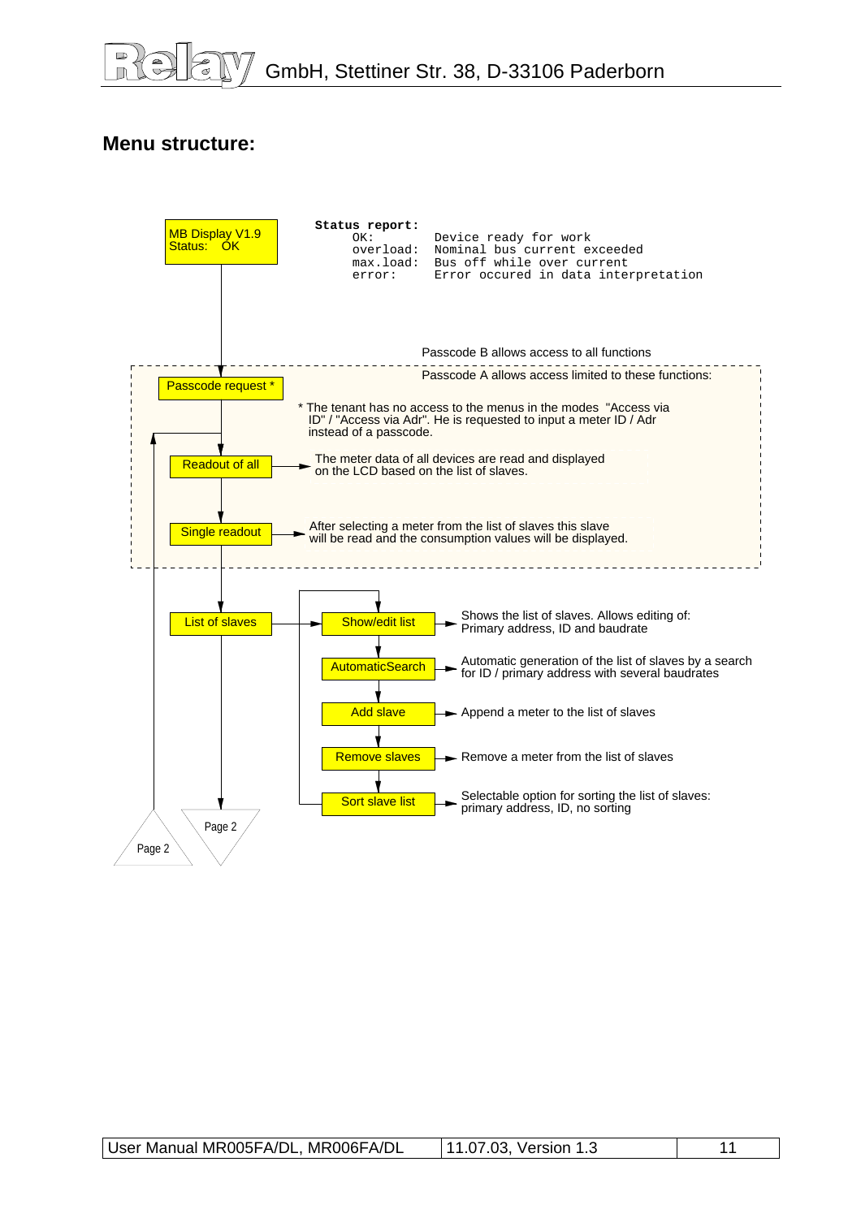## Menu structure:

MB Display V1.9
Status: OK

```
Status report:
     OK:        Device ready for work
     overload:  Nominal bus current exceeded
     max.load:  Bus off while over current
     error:     Error occured in data interpretation
```

Passcode B allows access to all functions

Passcode A allows access limited to these functions:

Passcode request *

* The tenant has no access to the menus in the modes "Access via ID" / "Access via Adr". He is requested to input a meter ID / Adr instead of a passcode.

Readout of all → The meter data of all devices are read and displayed on the LCD based on the list of slaves.

Single readout → After selecting a meter from the list of slaves this slave will be read and the consumption values will be displayed.

List of slaves

- Show/edit list → Shows the list of slaves. Allows editing of: Primary address, ID and baudrate
- AutomaticSearch → Automatic generation of the list of slaves by a search for ID / primary address with several baudrates
- Add slave → Append a meter to the list of slaves
- Remove slaves → Remove a meter from the list of slaves
- Sort slave list → Selectable option for sorting the list of slaves: primary address, ID, no sorting

Page 2

Page 2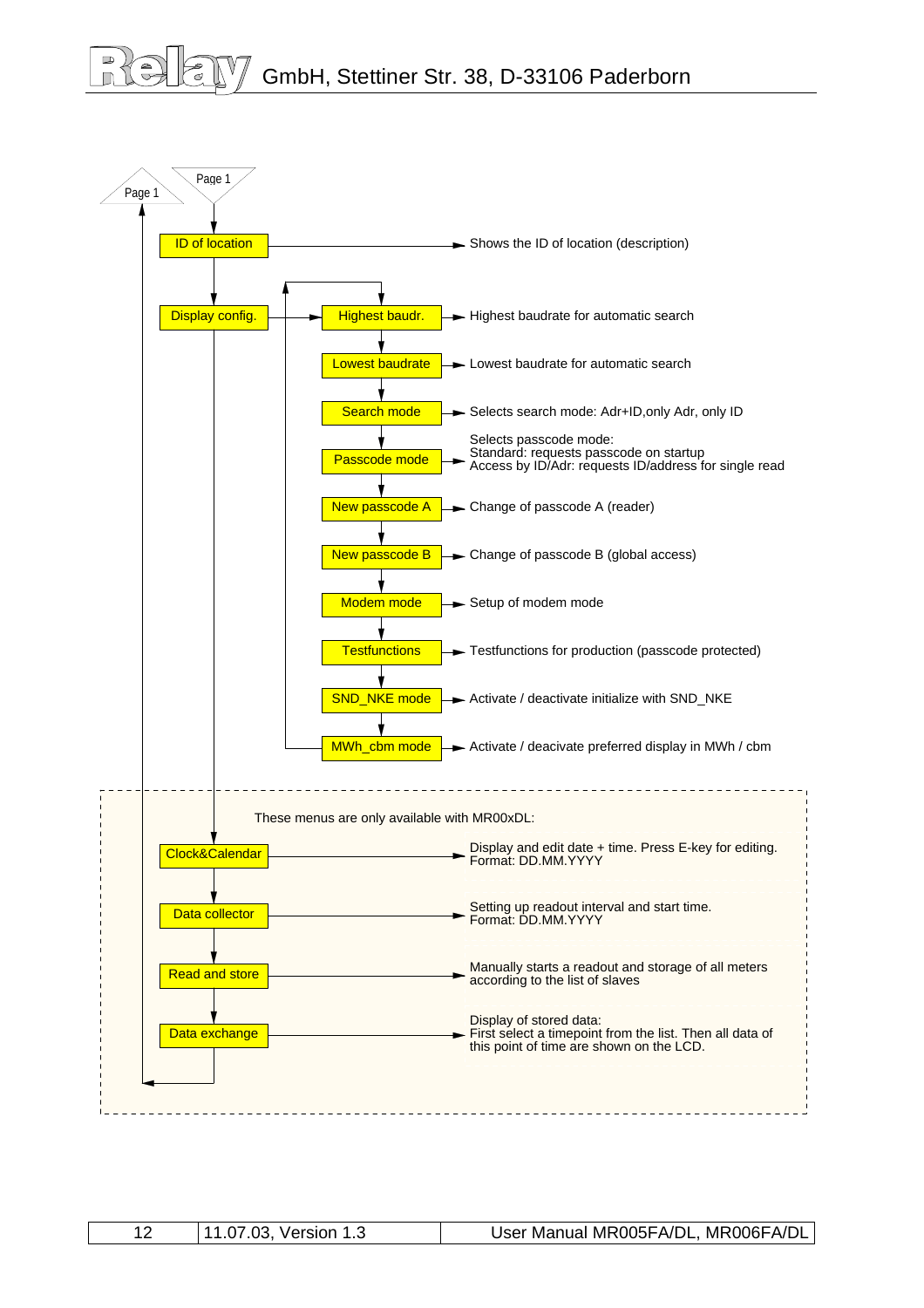Page 1

Page 1

| Menu | Description |
|---|---|
| ID of location | Shows the ID of location (description) |
| Display config. | |
| Highest baudr. | Highest baudrate for automatic search |
| Lowest baudrate | Lowest baudrate for automatic search |
| Search mode | Selects search mode: Adr+ID,only Adr, only ID |
| Passcode mode | Selects passcode mode: Standard: requests passcode on startup Access by ID/Adr: requests ID/address for single read |
| New passcode A | Change of passcode A (reader) |
| New passcode B | Change of passcode B (global access) |
| Modem mode | Setup of modem mode |
| Testfunctions | Testfunctions for production (passcode protected) |
| SND_NKE mode | Activate / deactivate initialize with SND_NKE |
| MWh_cbm mode | Activate / deacivate preferred display in MWh / cbm |

These menus are only available with MR00xDL:

| Menu | Description |
|---|---|
| Clock&Calendar | Display and edit date + time. Press E-key for editing. Format: DD.MM.YYYY |
| Data collector | Setting up readout interval and start time. Format: DD.MM.YYYY |
| Read and store | Manually starts a readout and storage of all meters according to the list of slaves |
| Data exchange | Display of stored data: First select a timepoint from the list. Then all data of this point of time are shown on the LCD. |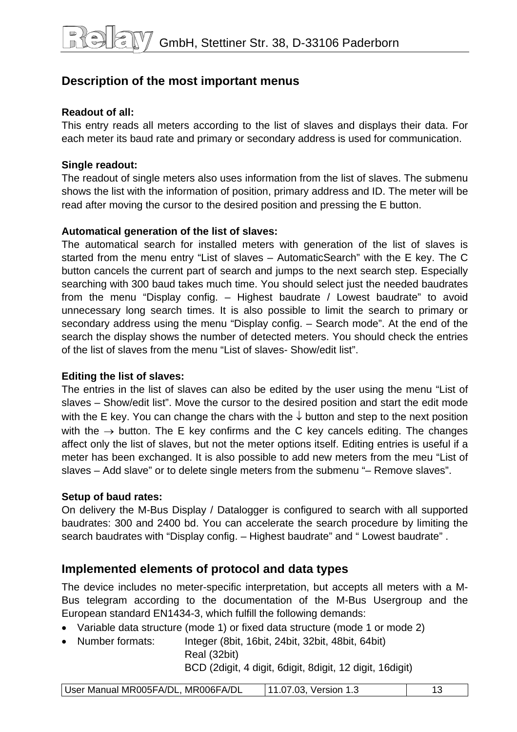## Description of the most important menus

**Readout of all:**
This entry reads all meters according to the list of slaves and displays their data. For each meter its baud rate and primary or secondary address is used for communication.

**Single readout:**
The readout of single meters also uses information from the list of slaves. The submenu shows the list with the information of position, primary address and ID. The meter will be read after moving the cursor to the desired position and pressing the E button.

**Automatical generation of the list of slaves:**
The automatical search for installed meters with generation of the list of slaves is started from the menu entry "List of slaves – AutomaticSearch" with the E key. The C button cancels the current part of search and jumps to the next search step. Especially searching with 300 baud takes much time. You should select just the needed baudrates from the menu "Display config. – Highest baudrate / Lowest baudrate" to avoid unnecessary long search times. It is also possible to limit the search to primary or secondary address using the menu "Display config. – Search mode". At the end of the search the display shows the number of detected meters. You should check the entries of the list of slaves from the menu "List of slaves- Show/edit list".

**Editing the list of slaves:**
The entries in the list of slaves can also be edited by the user using the menu "List of slaves – Show/edit list". Move the cursor to the desired position and start the edit mode with the E key. You can change the chars with the ↓ button and step to the next position with the → button. The E key confirms and the C key cancels editing. The changes affect only the list of slaves, but not the meter options itself. Editing entries is useful if a meter has been exchanged. It is also possible to add new meters from the meu "List of slaves – Add slave" or to delete single meters from the submenu "– Remove slaves".

**Setup of baud rates:**
On delivery the M-Bus Display / Datalogger is configured to search with all supported baudrates: 300 and 2400 bd. You can accelerate the search procedure by limiting the search baudrates with "Display config. – Highest baudrate" and " Lowest baudrate" .

## Implemented elements of protocol and data types

The device includes no meter-specific interpretation, but accepts all meters with a M-Bus telegram according to the documentation of the M-Bus Usergroup and the European standard EN1434-3, which fulfill the following demands:

- Variable data structure (mode 1) or fixed data structure (mode 1 or mode 2)
- Number formats: Integer (8bit, 16bit, 24bit, 32bit, 48bit, 64bit)
  Real (32bit)
  BCD (2digit, 4 digit, 6digit, 8digit, 12 digit, 16digit)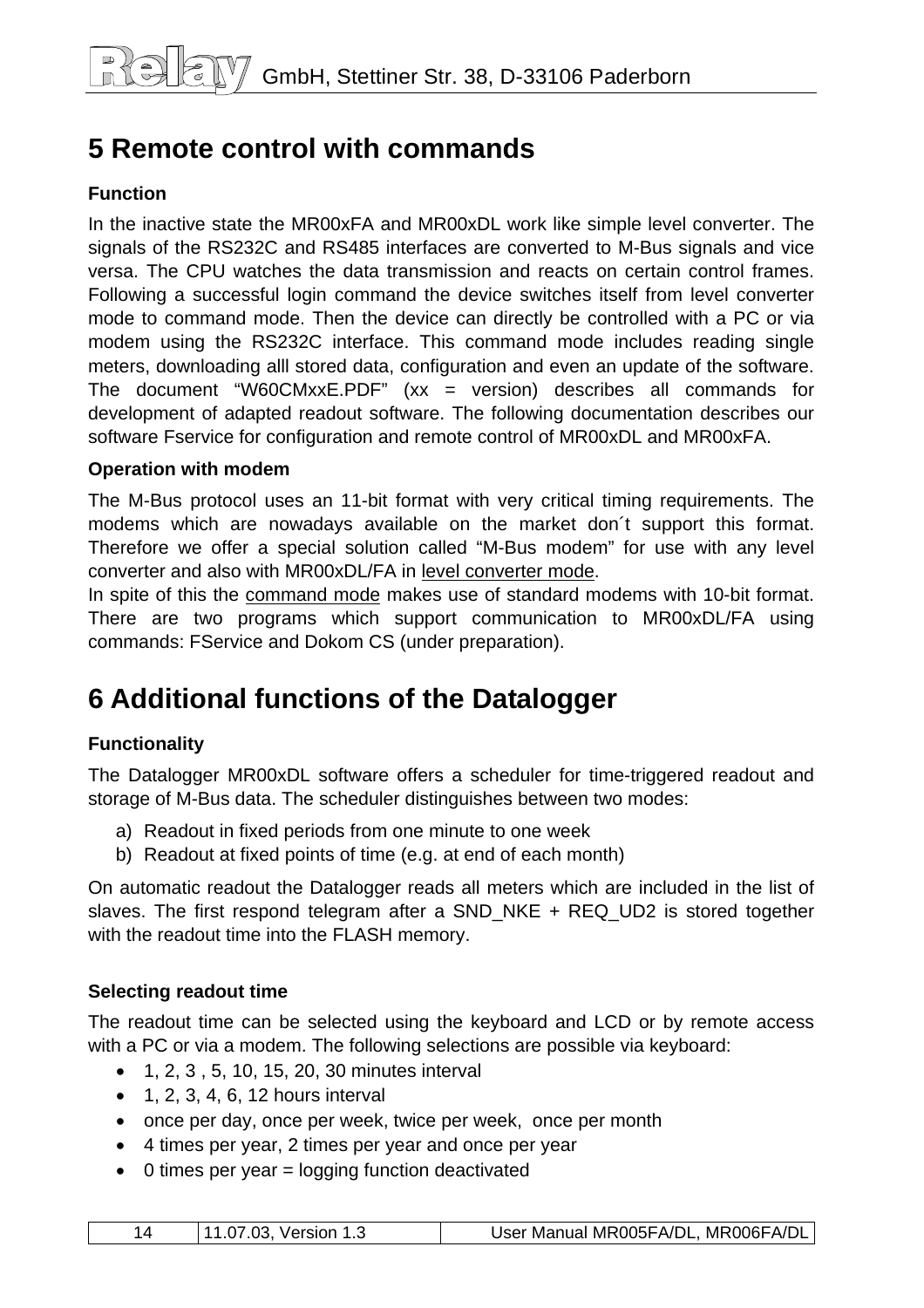# 5 Remote control with commands

**Function**

In the inactive state the MR00xFA and MR00xDL work like simple level converter. The signals of the RS232C and RS485 interfaces are converted to M-Bus signals and vice versa. The CPU watches the data transmission and reacts on certain control frames. Following a successful login command the device switches itself from level converter mode to command mode. Then the device can directly be controlled with a PC or via modem using the RS232C interface. This command mode includes reading single meters, downloading alll stored data, configuration and even an update of the software. The document “W60CMxxE.PDF” (xx = version) describes all commands for development of adapted readout software. The following documentation describes our software Fservice for configuration and remote control of MR00xDL and MR00xFA.

**Operation with modem**

The M-Bus protocol uses an 11-bit format with very critical timing requirements. The modems which are nowadays available on the market don´t support this format. Therefore we offer a special solution called “M-Bus modem” for use with any level converter and also with MR00xDL/FA in level converter mode.

In spite of this the command mode makes use of standard modems with 10-bit format. There are two programs which support communication to MR00xDL/FA using commands: FService and Dokom CS (under preparation).

# 6 Additional functions of the Datalogger

**Functionality**

The Datalogger MR00xDL software offers a scheduler for time-triggered readout and storage of M-Bus data. The scheduler distinguishes between two modes:

a) Readout in fixed periods from one minute to one week
b) Readout at fixed points of time (e.g. at end of each month)

On automatic readout the Datalogger reads all meters which are included in the list of slaves. The first respond telegram after a SND_NKE + REQ_UD2 is stored together with the readout time into the FLASH memory.

**Selecting readout time**

The readout time can be selected using the keyboard and LCD or by remote access with a PC or via a modem. The following selections are possible via keyboard:

- 1, 2, 3 , 5, 10, 15, 20, 30 minutes interval
- 1, 2, 3, 4, 6, 12 hours interval
- once per day, once per week, twice per week, once per month
- 4 times per year, 2 times per year and once per year
- 0 times per year = logging function deactivated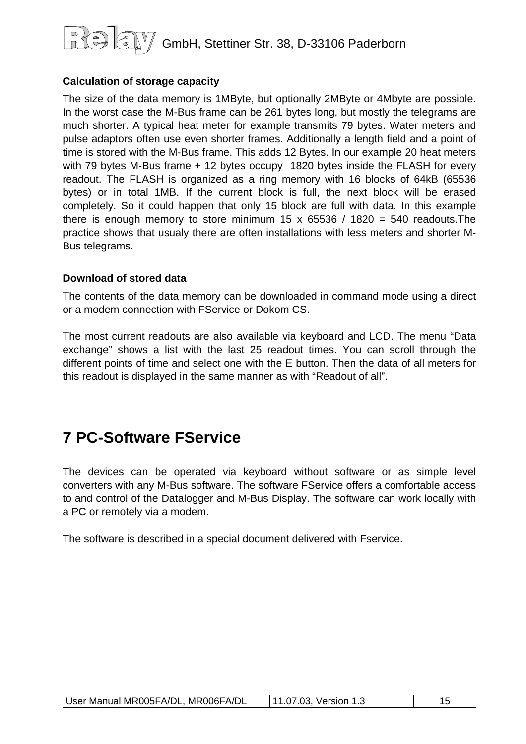**Calculation of storage capacity**

The size of the data memory is 1MByte, but optionally 2MByte or 4Mbyte are possible. In the worst case the M-Bus frame can be 261 bytes long, but mostly the telegrams are much shorter. A typical heat meter for example transmits 79 bytes. Water meters and pulse adaptors often use even shorter frames. Additionally a length field and a point of time is stored with the M-Bus frame. This adds 12 Bytes. In our example 20 heat meters with 79 bytes M-Bus frame + 12 bytes occupy 1820 bytes inside the FLASH for every readout. The FLASH is organized as a ring memory with 16 blocks of 64kB (65536 bytes) or in total 1MB. If the current block is full, the next block will be erased completely. So it could happen that only 15 block are full with data. In this example there is enough memory to store minimum 15 x 65536 / 1820 = 540 readouts.The practice shows that usualy there are often installations with less meters and shorter M-Bus telegrams.

**Download of stored data**

The contents of the data memory can be downloaded in command mode using a direct or a modem connection with FService or Dokom CS.

The most current readouts are also available via keyboard and LCD. The menu “Data exchange” shows a list with the last 25 readout times. You can scroll through the different points of time and select one with the E button. Then the data of all meters for this readout is displayed in the same manner as with “Readout of all”.

# 7 PC-Software FService

The devices can be operated via keyboard without software or as simple level converters with any M-Bus software. The software FService offers a comfortable access to and control of the Datalogger and M-Bus Display. The software can work locally with a PC or remotely via a modem.

The software is described in a special document delivered with Fservice.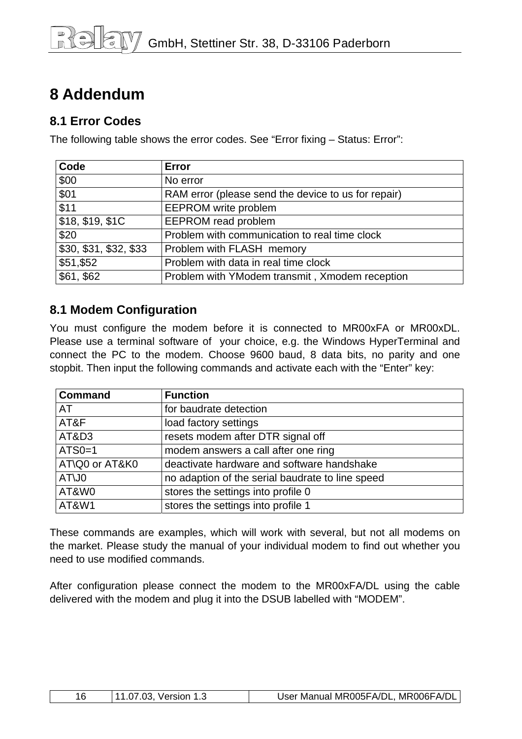# 8 Addendum

## 8.1 Error Codes

The following table shows the error codes. See "Error fixing – Status: Error":

| Code | Error |
|---|---|
| $00 | No error |
| $01 | RAM error (please send the device to us for repair) |
| $11 | EEPROM write problem |
| $18, $19, $1C | EEPROM read problem |
| $20 | Problem with communication to real time clock |
| $30, $31, $32, $33 | Problem with FLASH memory |
| $51,$52 | Problem with data in real time clock |
| $61, $62 | Problem with YModem transmit , Xmodem reception |

## 8.1 Modem Configuration

You must configure the modem before it is connected to MR00xFA or MR00xDL. Please use a terminal software of your choice, e.g. the Windows HyperTerminal and connect the PC to the modem. Choose 9600 baud, 8 data bits, no parity and one stopbit. Then input the following commands and activate each with the "Enter" key:

| Command | Function |
|---|---|
| AT | for baudrate detection |
| AT&F | load factory settings |
| AT&D3 | resets modem after DTR signal off |
| ATS0=1 | modem answers a call after one ring |
| AT\Q0 or AT&K0 | deactivate hardware and software handshake |
| AT\J0 | no adaption of the serial baudrate to line speed |
| AT&W0 | stores the settings into profile 0 |
| AT&W1 | stores the settings into profile 1 |

These commands are examples, which will work with several, but not all modems on the market. Please study the manual of your individual modem to find out whether you need to use modified commands.

After configuration please connect the modem to the MR00xFA/DL using the cable delivered with the modem and plug it into the DSUB labelled with "MODEM".